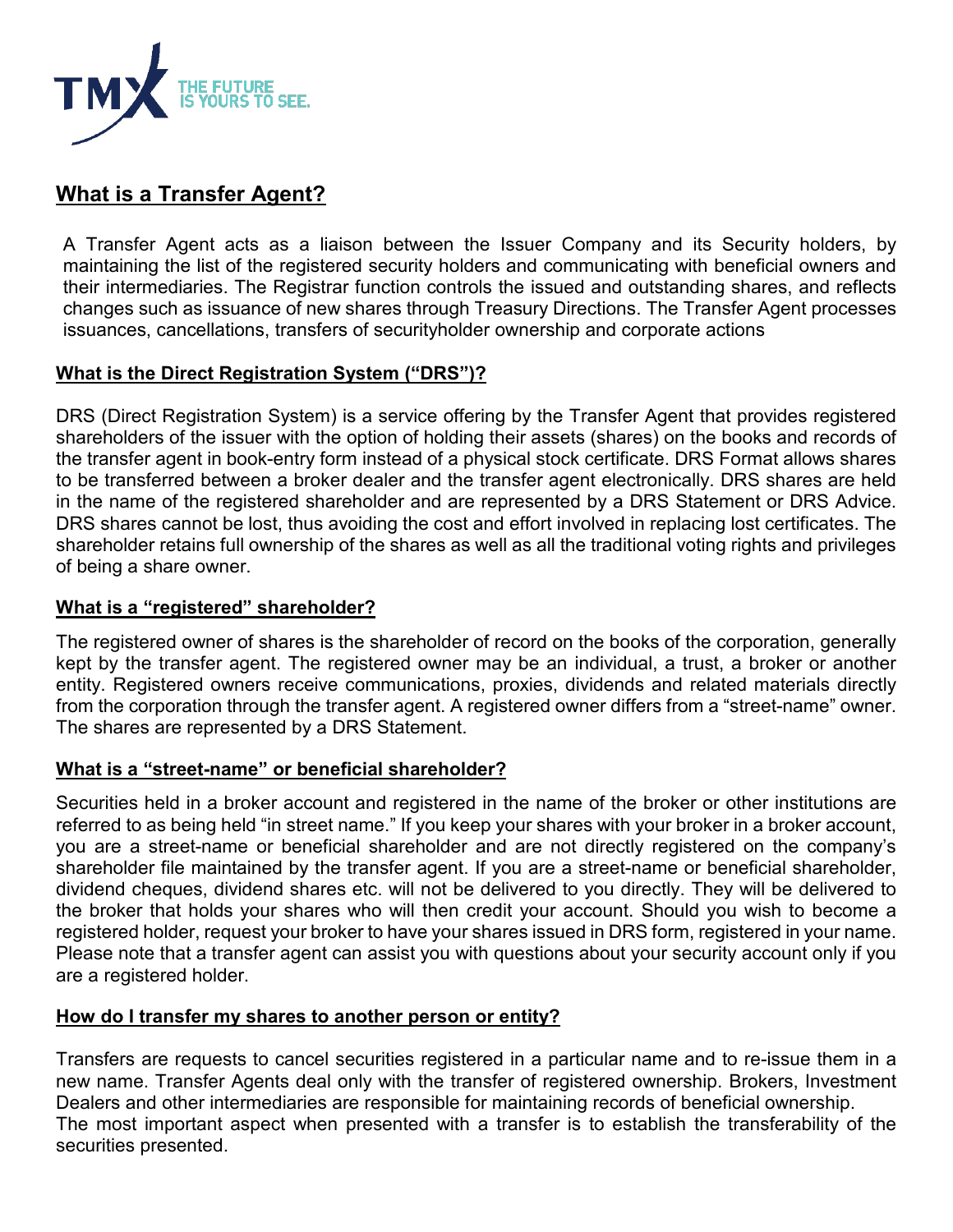## What is a Transfer Agent?

A Transfer Agent acts as a liaison between the Issuer Company and its Security holders, by maintaining the list of the registered security holders and communicating with beneficial owners and their intermediaries. The Registrar function controls the issued and outstanding shares, and reflects changes such as issuance of new shares through Treasury Directions. The Transfer Agent processes issuances, cancellations, transfers of securityholder ownership and corporate actions

### What is the Direct Registration System ("DRS")?

DRS (Direct Registration System) is a service offering by the Transfer Agent that provides registered shareholders of the issuer with the option of holding their assets (shares) on the books and records of the transfer agent in book-entry form instead of a physical stock certificate. DRS Format allows shares to be transferred between a broker dealer and the transfer agent electronically. DRS shares are held in the name of the registered shareholder and are represented by a DRS Statement or DRS Advice. DRS shares cannot be lost, thus avoiding the cost and effort involved in replacing lost certificates. The shareholder retains full ownership of the shares as well as all the traditional voting rights and privileges of being a share owner.

### What is a "registered" shareholder?

The registered owner of shares is the shareholder of record on the books of the corporation, generally kept by the transfer agent. The registered owner may be an individual, a trust, a broker or another entity. Registered owners receive communications, proxies, dividends and related materials directly from the corporation through the transfer agent. A registered owner differs from a "street-name" owner. The shares are represented by a DRS Statement.

### What is a "street-name" or beneficial shareholder?

Securities held in a broker account and registered in the name of the broker or other institutions are referred to as being held "in street name." If you keep your shares with your broker in a broker account, you are a street-name or beneficial shareholder and are not directly registered on the company's shareholder file maintained by the transfer agent. If you are a street-name or beneficial shareholder, dividend cheques, dividend shares etc. will not be delivered to you directly. They will be delivered to the broker that holds your shares who will then credit your account. Should you wish to become a registered holder, request your broker to have your shares issued in DRS form, registered in your name. Please note that a transfer agent can assist you with questions about your security account only if you are a registered holder.

### How do I transfer my shares to another person or entity?

Transfers are requests to cancel securities registered in a particular name and to re-issue them in a new name. Transfer Agents deal only with the transfer of registered ownership. Brokers, Investment Dealers and other intermediaries are responsible for maintaining records of beneficial ownership.
The most important aspect when presented with a transfer is to establish the transferability of the securities presented.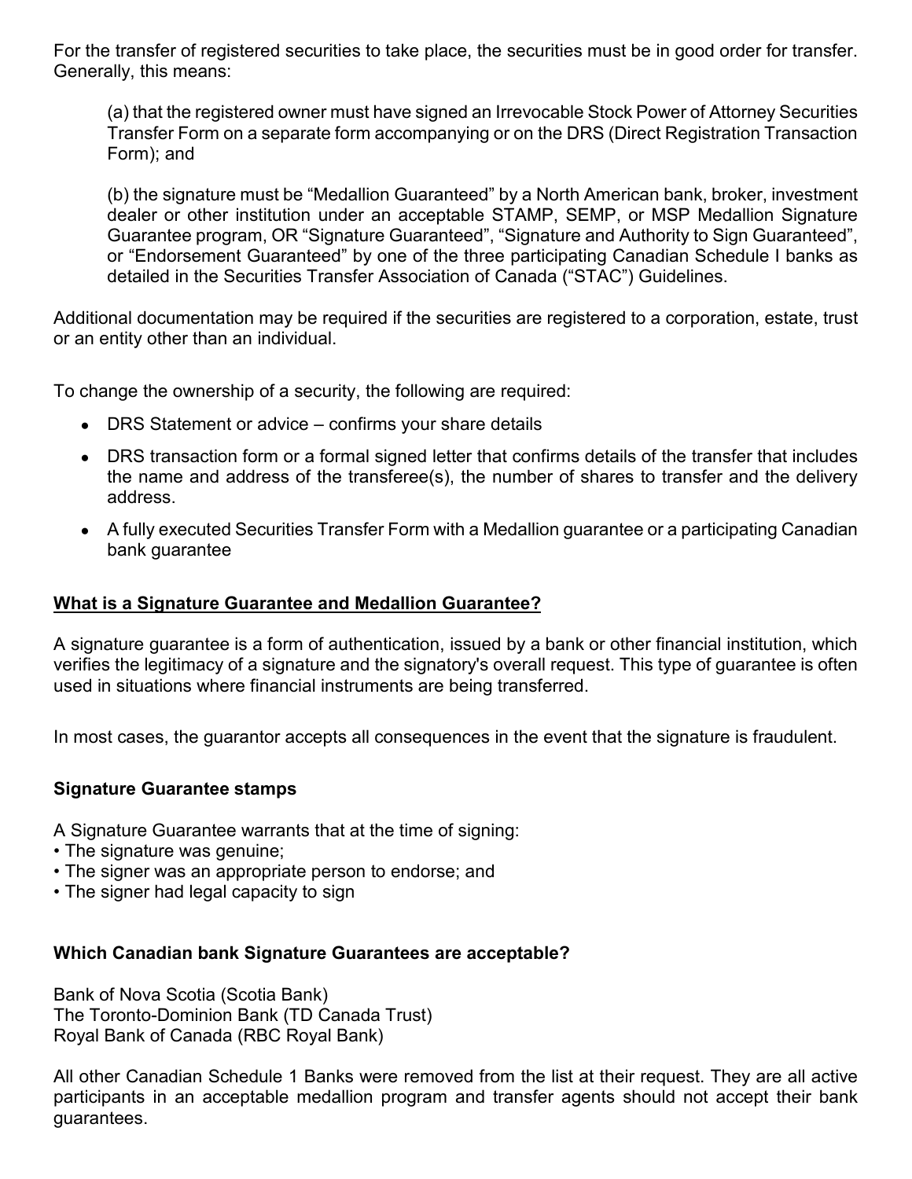For the transfer of registered securities to take place, the securities must be in good order for transfer. Generally, this means:

> (a) that the registered owner must have signed an Irrevocable Stock Power of Attorney Securities Transfer Form on a separate form accompanying or on the DRS (Direct Registration Transaction Form); and
>
> (b) the signature must be "Medallion Guaranteed" by a North American bank, broker, investment dealer or other institution under an acceptable STAMP, SEMP, or MSP Medallion Signature Guarantee program, OR "Signature Guaranteed", "Signature and Authority to Sign Guaranteed", or "Endorsement Guaranteed" by one of the three participating Canadian Schedule I banks as detailed in the Securities Transfer Association of Canada ("STAC") Guidelines.

Additional documentation may be required if the securities are registered to a corporation, estate, trust or an entity other than an individual.

To change the ownership of a security, the following are required:

- DRS Statement or advice – confirms your share details
- DRS transaction form or a formal signed letter that confirms details of the transfer that includes the name and address of the transferee(s), the number of shares to transfer and the delivery address.
- A fully executed Securities Transfer Form with a Medallion guarantee or a participating Canadian bank guarantee

## **<u>What is a Signature Guarantee and Medallion Guarantee?</u>**

A signature guarantee is a form of authentication, issued by a bank or other financial institution, which verifies the legitimacy of a signature and the signatory's overall request. This type of guarantee is often used in situations where financial instruments are being transferred.

In most cases, the guarantor accepts all consequences in the event that the signature is fraudulent.

### Signature Guarantee stamps

A Signature Guarantee warrants that at the time of signing:
- The signature was genuine;
- The signer was an appropriate person to endorse; and
- The signer had legal capacity to sign

### Which Canadian bank Signature Guarantees are acceptable?

Bank of Nova Scotia (Scotia Bank)
The Toronto-Dominion Bank (TD Canada Trust)
Royal Bank of Canada (RBC Royal Bank)

All other Canadian Schedule 1 Banks were removed from the list at their request. They are all active participants in an acceptable medallion program and transfer agents should not accept their bank guarantees.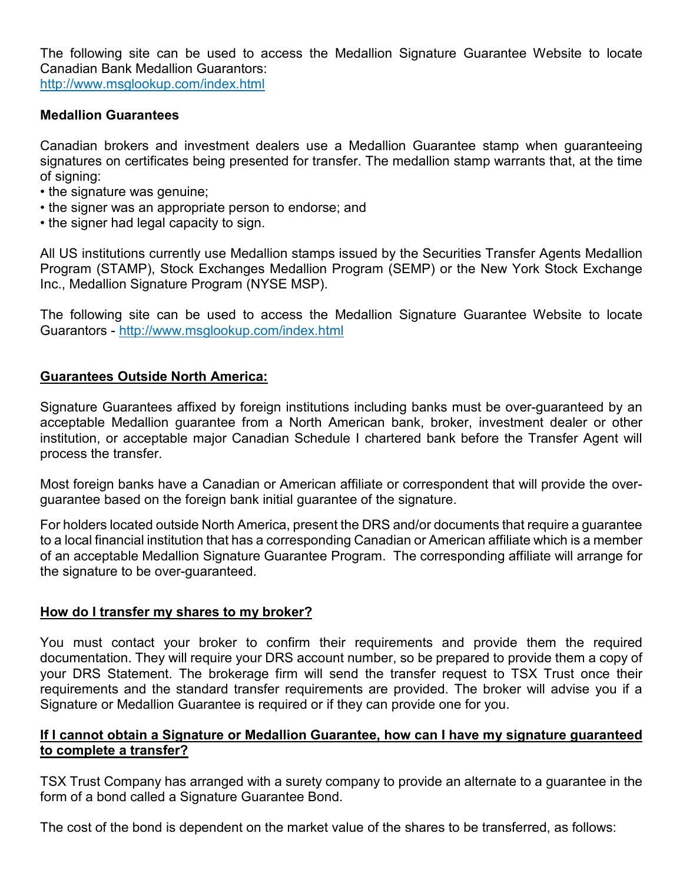The following site can be used to access the Medallion Signature Guarantee Website to locate Canadian Bank Medallion Guarantors:
http://www.msglookup.com/index.html

**Medallion Guarantees**

Canadian brokers and investment dealers use a Medallion Guarantee stamp when guaranteeing signatures on certificates being presented for transfer. The medallion stamp warrants that, at the time of signing:
- the signature was genuine;
- the signer was an appropriate person to endorse; and
- the signer had legal capacity to sign.

All US institutions currently use Medallion stamps issued by the Securities Transfer Agents Medallion Program (STAMP), Stock Exchanges Medallion Program (SEMP) or the New York Stock Exchange Inc., Medallion Signature Program (NYSE MSP).

The following site can be used to access the Medallion Signature Guarantee Website to locate Guarantors - http://www.msglookup.com/index.html

**Guarantees Outside North America:**

Signature Guarantees affixed by foreign institutions including banks must be over-guaranteed by an acceptable Medallion guarantee from a North American bank, broker, investment dealer or other institution, or acceptable major Canadian Schedule I chartered bank before the Transfer Agent will process the transfer.

Most foreign banks have a Canadian or American affiliate or correspondent that will provide the over-guarantee based on the foreign bank initial guarantee of the signature.

For holders located outside North America, present the DRS and/or documents that require a guarantee to a local financial institution that has a corresponding Canadian or American affiliate which is a member of an acceptable Medallion Signature Guarantee Program. The corresponding affiliate will arrange for the signature to be over-guaranteed.

**How do I transfer my shares to my broker?**

You must contact your broker to confirm their requirements and provide them the required documentation. They will require your DRS account number, so be prepared to provide them a copy of your DRS Statement. The brokerage firm will send the transfer request to TSX Trust once their requirements and the standard transfer requirements are provided. The broker will advise you if a Signature or Medallion Guarantee is required or if they can provide one for you.

**If I cannot obtain a Signature or Medallion Guarantee, how can I have my signature guaranteed to complete a transfer?**

TSX Trust Company has arranged with a surety company to provide an alternate to a guarantee in the form of a bond called a Signature Guarantee Bond.

The cost of the bond is dependent on the market value of the shares to be transferred, as follows: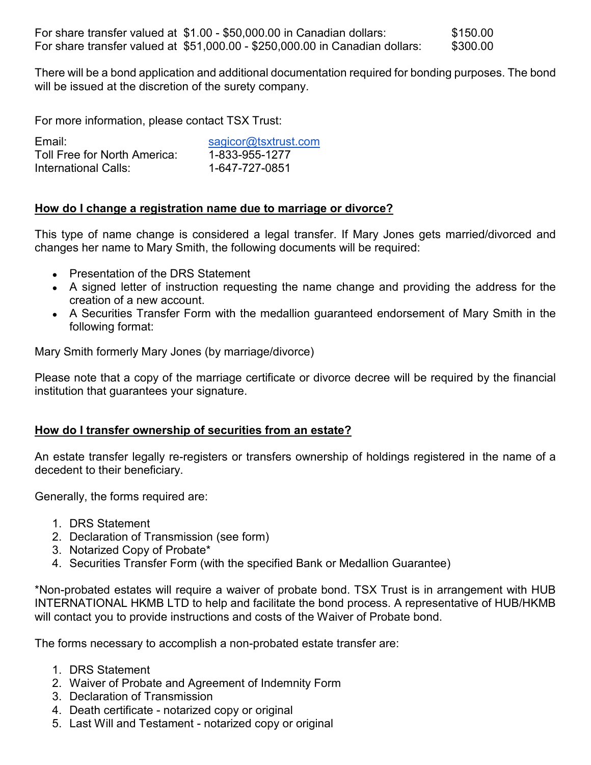For share transfer valued at $1.00 - $50,000.00 in Canadian dollars: $150.00
For share transfer valued at $51,000.00 - $250,000.00 in Canadian dollars: $300.00

There will be a bond application and additional documentation required for bonding purposes. The bond will be issued at the discretion of the surety company.

For more information, please contact TSX Trust:

| | |
|---|---|
| Email: | sagicor@tsxtrust.com |
| Toll Free for North America: | 1-833-955-1277 |
| International Calls: | 1-647-727-0851 |

## How do I change a registration name due to marriage or divorce?

This type of name change is considered a legal transfer. If Mary Jones gets married/divorced and changes her name to Mary Smith, the following documents will be required:

- Presentation of the DRS Statement
- A signed letter of instruction requesting the name change and providing the address for the creation of a new account.
- A Securities Transfer Form with the medallion guaranteed endorsement of Mary Smith in the following format:

Mary Smith formerly Mary Jones (by marriage/divorce)

Please note that a copy of the marriage certificate or divorce decree will be required by the financial institution that guarantees your signature.

## How do I transfer ownership of securities from an estate?

An estate transfer legally re-registers or transfers ownership of holdings registered in the name of a decedent to their beneficiary.

Generally, the forms required are:

1. DRS Statement
2. Declaration of Transmission (see form)
3. Notarized Copy of Probate*
4. Securities Transfer Form (with the specified Bank or Medallion Guarantee)

*Non-probated estates will require a waiver of probate bond. TSX Trust is in arrangement with HUB INTERNATIONAL HKMB LTD to help and facilitate the bond process. A representative of HUB/HKMB will contact you to provide instructions and costs of the Waiver of Probate bond.

The forms necessary to accomplish a non-probated estate transfer are:

1. DRS Statement
2. Waiver of Probate and Agreement of Indemnity Form
3. Declaration of Transmission
4. Death certificate - notarized copy or original
5. Last Will and Testament - notarized copy or original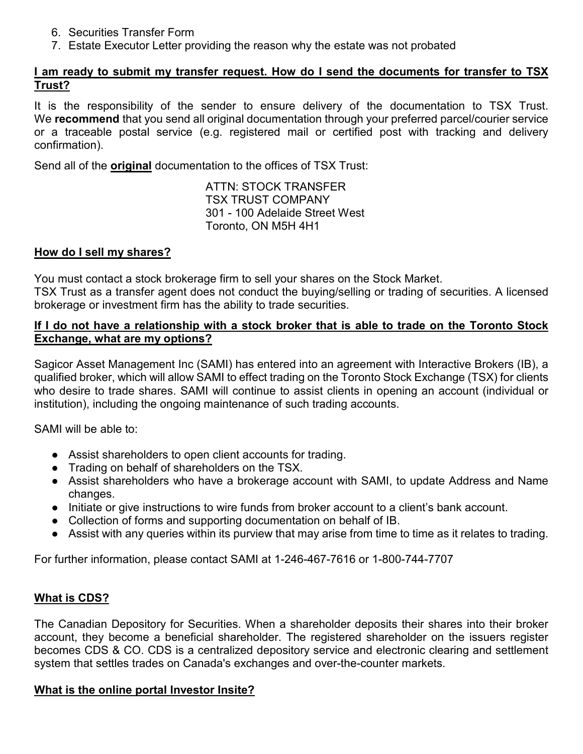6. Securities Transfer Form
7. Estate Executor Letter providing the reason why the estate was not probated

**I am ready to submit my transfer request. How do I send the documents for transfer to TSX Trust?**

It is the responsibility of the sender to ensure delivery of the documentation to TSX Trust. We **recommend** that you send all original documentation through your preferred parcel/courier service or a traceable postal service (e.g. registered mail or certified post with tracking and delivery confirmation).

Send all of the **original** documentation to the offices of TSX Trust:

ATTN: STOCK TRANSFER
TSX TRUST COMPANY
301 - 100 Adelaide Street West
Toronto, ON M5H 4H1

**How do I sell my shares?**

You must contact a stock brokerage firm to sell your shares on the Stock Market.
TSX Trust as a transfer agent does not conduct the buying/selling or trading of securities. A licensed brokerage or investment firm has the ability to trade securities.

**If I do not have a relationship with a stock broker that is able to trade on the Toronto Stock Exchange, what are my options?**

Sagicor Asset Management Inc (SAMI) has entered into an agreement with Interactive Brokers (IB), a qualified broker, which will allow SAMI to effect trading on the Toronto Stock Exchange (TSX) for clients who desire to trade shares. SAMI will continue to assist clients in opening an account (individual or institution), including the ongoing maintenance of such trading accounts.

SAMI will be able to:

- Assist shareholders to open client accounts for trading.
- Trading on behalf of shareholders on the TSX.
- Assist shareholders who have a brokerage account with SAMI, to update Address and Name changes.
- Initiate or give instructions to wire funds from broker account to a client's bank account.
- Collection of forms and supporting documentation on behalf of IB.
- Assist with any queries within its purview that may arise from time to time as it relates to trading.

For further information, please contact SAMI at 1-246-467-7616 or 1-800-744-7707

**What is CDS?**

The Canadian Depository for Securities. When a shareholder deposits their shares into their broker account, they become a beneficial shareholder. The registered shareholder on the issuers register becomes CDS & CO. CDS is a centralized depository service and electronic clearing and settlement system that settles trades on Canada's exchanges and over-the-counter markets.

**What is the online portal Investor Insite?**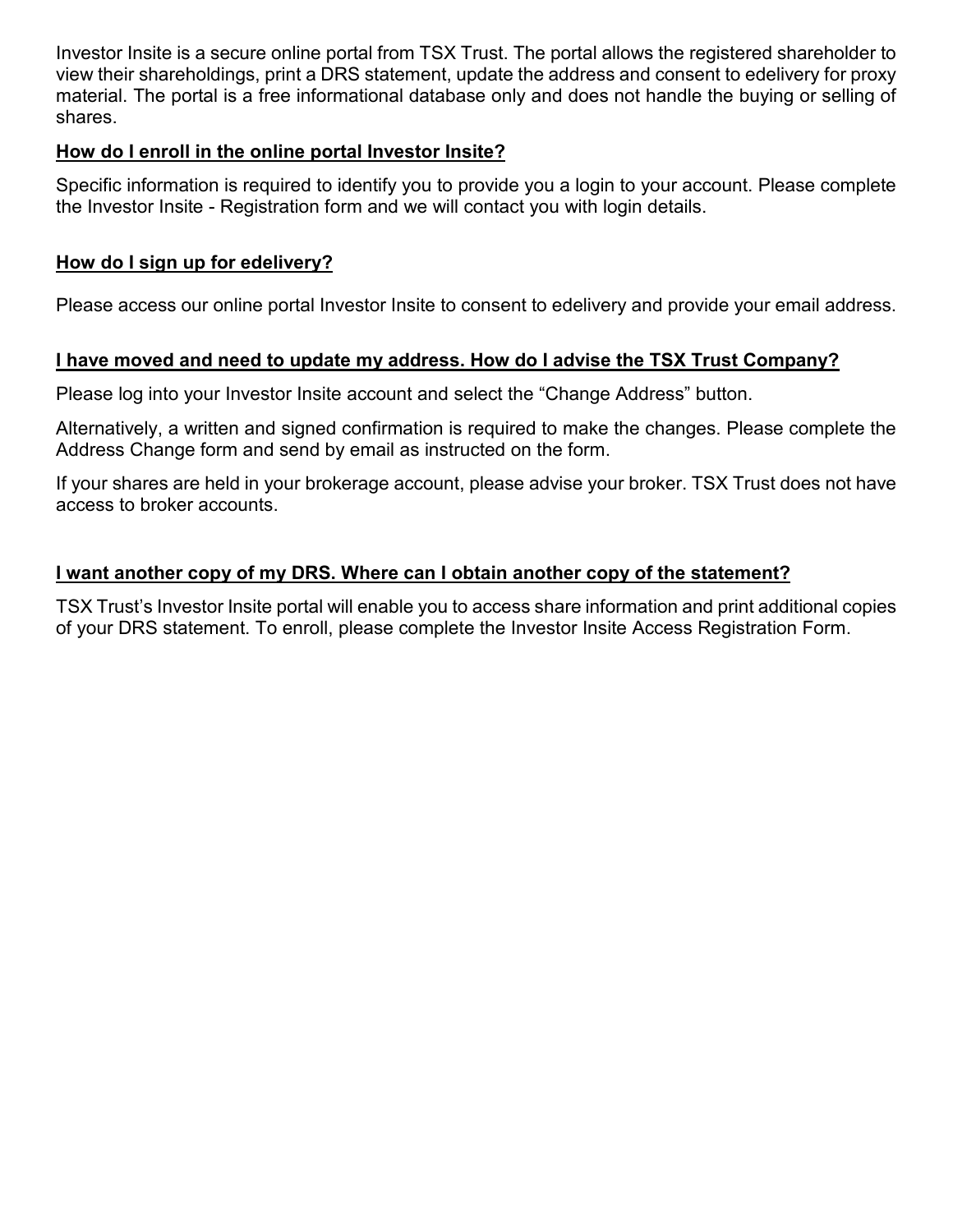Investor Insite is a secure online portal from TSX Trust. The portal allows the registered shareholder to view their shareholdings, print a DRS statement, update the address and consent to edelivery for proxy material. The portal is a free informational database only and does not handle the buying or selling of shares.

**How do I enroll in the online portal Investor Insite?**

Specific information is required to identify you to provide you a login to your account. Please complete the Investor Insite - Registration form and we will contact you with login details.

**How do I sign up for edelivery?**

Please access our online portal Investor Insite to consent to edelivery and provide your email address.

**I have moved and need to update my address. How do I advise the TSX Trust Company?**

Please log into your Investor Insite account and select the "Change Address" button.

Alternatively, a written and signed confirmation is required to make the changes. Please complete the Address Change form and send by email as instructed on the form.

If your shares are held in your brokerage account, please advise your broker. TSX Trust does not have access to broker accounts.

**I want another copy of my DRS. Where can I obtain another copy of the statement?**

TSX Trust's Investor Insite portal will enable you to access share information and print additional copies of your DRS statement. To enroll, please complete the Investor Insite Access Registration Form.